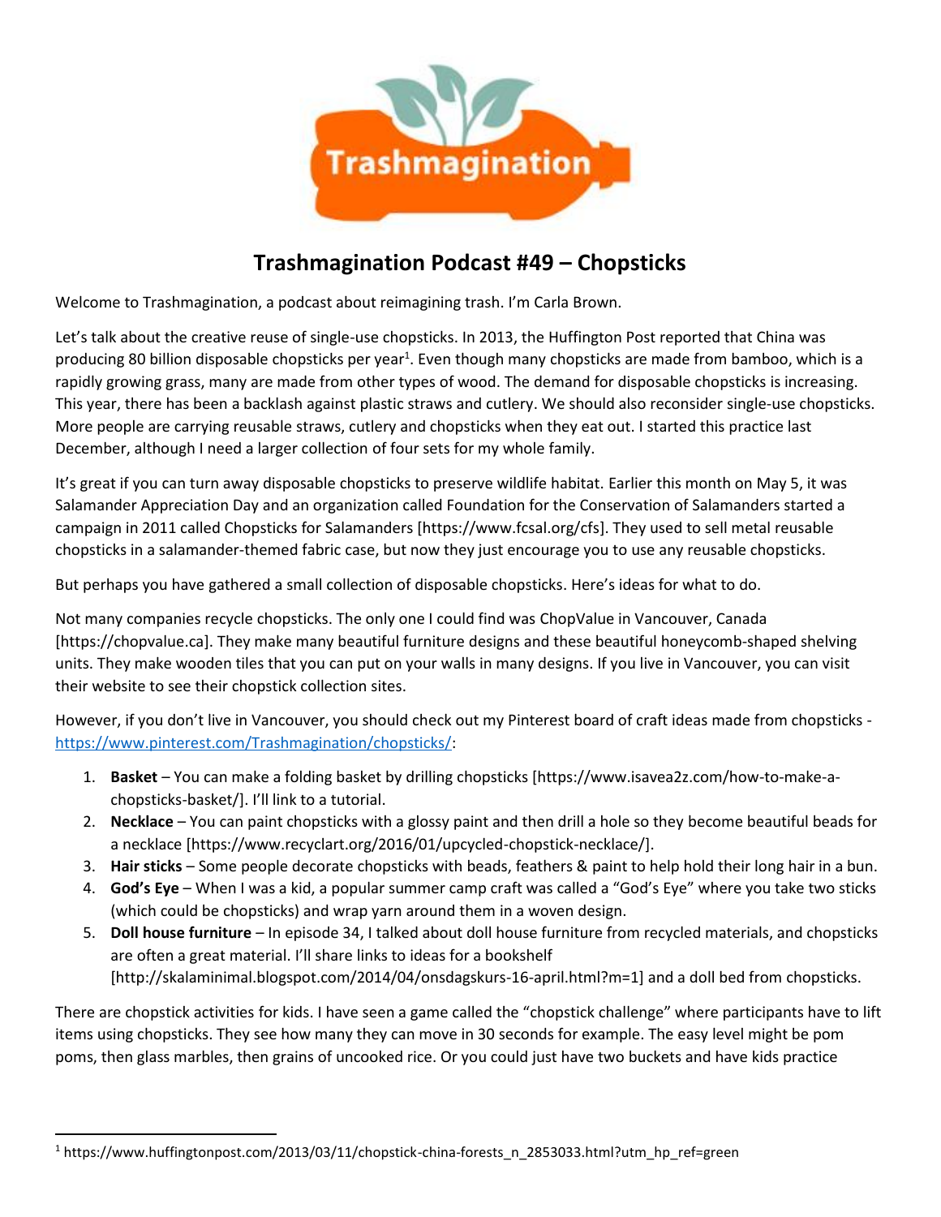# Trashmagination Podcast #49 – Chopsticks

Welcome to Trashmagination, a podcast about reimagining trash. I'm Carla Brown.

Let's talk about the creative reuse of single-use chopsticks. In 2013, the Huffington Post reported that China was producing 80 billion disposable chopsticks per year[1]. Even though many chopsticks are made from bamboo, which is a rapidly growing grass, many are made from other types of wood. The demand for disposable chopsticks is increasing. This year, there has been a backlash against plastic straws and cutlery. We should also reconsider single-use chopsticks. More people are carrying reusable straws, cutlery and chopsticks when they eat out. I started this practice last December, although I need a larger collection of four sets for my whole family.

It's great if you can turn away disposable chopsticks to preserve wildlife habitat. Earlier this month on May 5, it was Salamander Appreciation Day and an organization called Foundation for the Conservation of Salamanders started a campaign in 2011 called Chopsticks for Salamanders [https://www.fcsal.org/cfs]. They used to sell metal reusable chopsticks in a salamander-themed fabric case, but now they just encourage you to use any reusable chopsticks.

But perhaps you have gathered a small collection of disposable chopsticks. Here's ideas for what to do.

Not many companies recycle chopsticks. The only one I could find was ChopValue in Vancouver, Canada [https://chopvalue.ca]. They make many beautiful furniture designs and these beautiful honeycomb-shaped shelving units. They make wooden tiles that you can put on your walls in many designs. If you live in Vancouver, you can visit their website to see their chopstick collection sites.

However, if you don't live in Vancouver, you should check out my Pinterest board of craft ideas made from chopsticks - [https://www.pinterest.com/Trashmagination/chopsticks/](https://www.pinterest.com/Trashmagination/chopsticks/):

1. **Basket** – You can make a folding basket by drilling chopsticks [https://www.isavea2z.com/how-to-make-a-chopsticks-basket/]. I'll link to a tutorial.
2. **Necklace** – You can paint chopsticks with a glossy paint and then drill a hole so they become beautiful beads for a necklace [https://www.recyclart.org/2016/01/upcycled-chopstick-necklace/].
3. **Hair sticks** – Some people decorate chopsticks with beads, feathers & paint to help hold their long hair in a bun.
4. **God's Eye** – When I was a kid, a popular summer camp craft was called a "God's Eye" where you take two sticks (which could be chopsticks) and wrap yarn around them in a woven design.
5. **Doll house furniture** – In episode 34, I talked about doll house furniture from recycled materials, and chopsticks are often a great material. I'll share links to ideas for a bookshelf [http://skalaminimal.blogspot.com/2014/04/onsdagskurs-16-april.html?m=1] and a doll bed from chopsticks.

There are chopstick activities for kids. I have seen a game called the "chopstick challenge" where participants have to lift items using chopsticks. They see how many they can move in 30 seconds for example. The easy level might be pom poms, then glass marbles, then grains of uncooked rice. Or you could just have two buckets and have kids practice

[1] https://www.huffingtonpost.com/2013/03/11/chopstick-china-forests_n_2853033.html?utm_hp_ref=green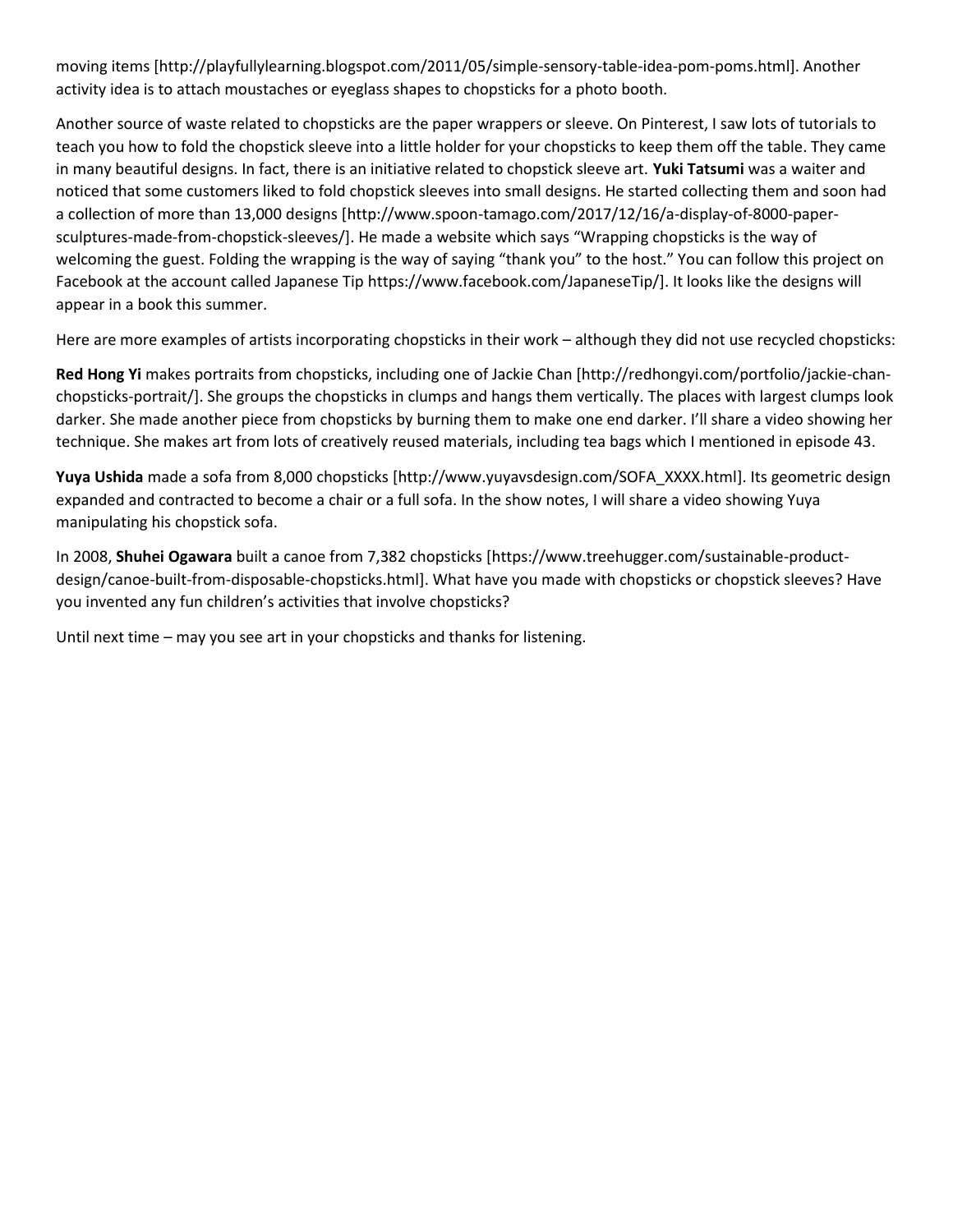moving items [http://playfullylearning.blogspot.com/2011/05/simple-sensory-table-idea-pom-poms.html]. Another activity idea is to attach moustaches or eyeglass shapes to chopsticks for a photo booth.

Another source of waste related to chopsticks are the paper wrappers or sleeve. On Pinterest, I saw lots of tutorials to teach you how to fold the chopstick sleeve into a little holder for your chopsticks to keep them off the table. They came in many beautiful designs. In fact, there is an initiative related to chopstick sleeve art. **Yuki Tatsumi** was a waiter and noticed that some customers liked to fold chopstick sleeves into small designs. He started collecting them and soon had a collection of more than 13,000 designs [http://www.spoon-tamago.com/2017/12/16/a-display-of-8000-paper-sculptures-made-from-chopstick-sleeves/]. He made a website which says "Wrapping chopsticks is the way of welcoming the guest. Folding the wrapping is the way of saying "thank you" to the host." You can follow this project on Facebook at the account called Japanese Tip https://www.facebook.com/JapaneseTip/]. It looks like the designs will appear in a book this summer.

Here are more examples of artists incorporating chopsticks in their work – although they did not use recycled chopsticks:

**Red Hong Yi** makes portraits from chopsticks, including one of Jackie Chan [http://redhongyi.com/portfolio/jackie-chan-chopsticks-portrait/]. She groups the chopsticks in clumps and hangs them vertically. The places with largest clumps look darker. She made another piece from chopsticks by burning them to make one end darker. I'll share a video showing her technique. She makes art from lots of creatively reused materials, including tea bags which I mentioned in episode 43.

**Yuya Ushida** made a sofa from 8,000 chopsticks [http://www.yuyavsdesign.com/SOFA_XXXX.html]. Its geometric design expanded and contracted to become a chair or a full sofa. In the show notes, I will share a video showing Yuya manipulating his chopstick sofa.

In 2008, **Shuhei Ogawara** built a canoe from 7,382 chopsticks [https://www.treehugger.com/sustainable-product-design/canoe-built-from-disposable-chopsticks.html]. What have you made with chopsticks or chopstick sleeves? Have you invented any fun children's activities that involve chopsticks?

Until next time – may you see art in your chopsticks and thanks for listening.